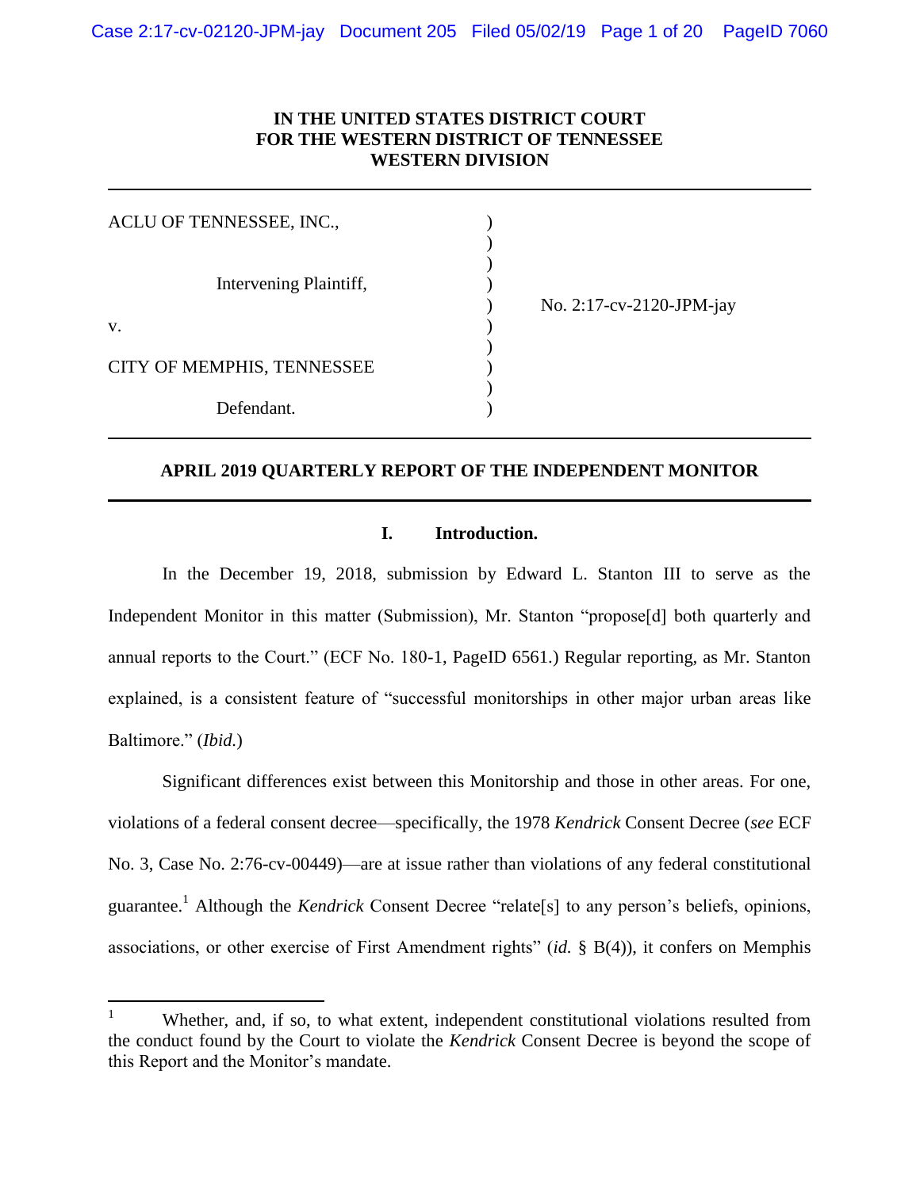**IN THE UNITED STATES DISTRICT COURT**
**FOR THE WESTERN DISTRICT OF TENNESSEE**
**WESTERN DIVISION**

---

| | | |
|---|---|---|
| ACLU OF TENNESSEE, INC., | ) | |
| | ) | |
| Intervening Plaintiff, | ) | |
| | ) | No. 2:17-cv-2120-JPM-jay |
| v. | ) | |
| | ) | |
| CITY OF MEMPHIS, TENNESSEE | ) | |
| | ) | |
| Defendant. | ) | |

---

**APRIL 2019 QUARTERLY REPORT OF THE INDEPENDENT MONITOR**

---

## I. Introduction.

In the December 19, 2018, submission by Edward L. Stanton III to serve as the Independent Monitor in this matter (Submission), Mr. Stanton "propose[d] both quarterly and annual reports to the Court." (ECF No. 180-1, PageID 6561.) Regular reporting, as Mr. Stanton explained, is a consistent feature of "successful monitorships in other major urban areas like Baltimore." (*Ibid.*)

Significant differences exist between this Monitorship and those in other areas. For one, violations of a federal consent decree—specifically, the 1978 *Kendrick* Consent Decree (*see* ECF No. 3, Case No. 2:76-cv-00449)—are at issue rather than violations of any federal constitutional guarantee.[1] Although the *Kendrick* Consent Decree "relate[s] to any person's beliefs, opinions, associations, or other exercise of First Amendment rights" (*id.* § B(4)), it confers on Memphis

---

[1] Whether, and, if so, to what extent, independent constitutional violations resulted from the conduct found by the Court to violate the *Kendrick* Consent Decree is beyond the scope of this Report and the Monitor's mandate.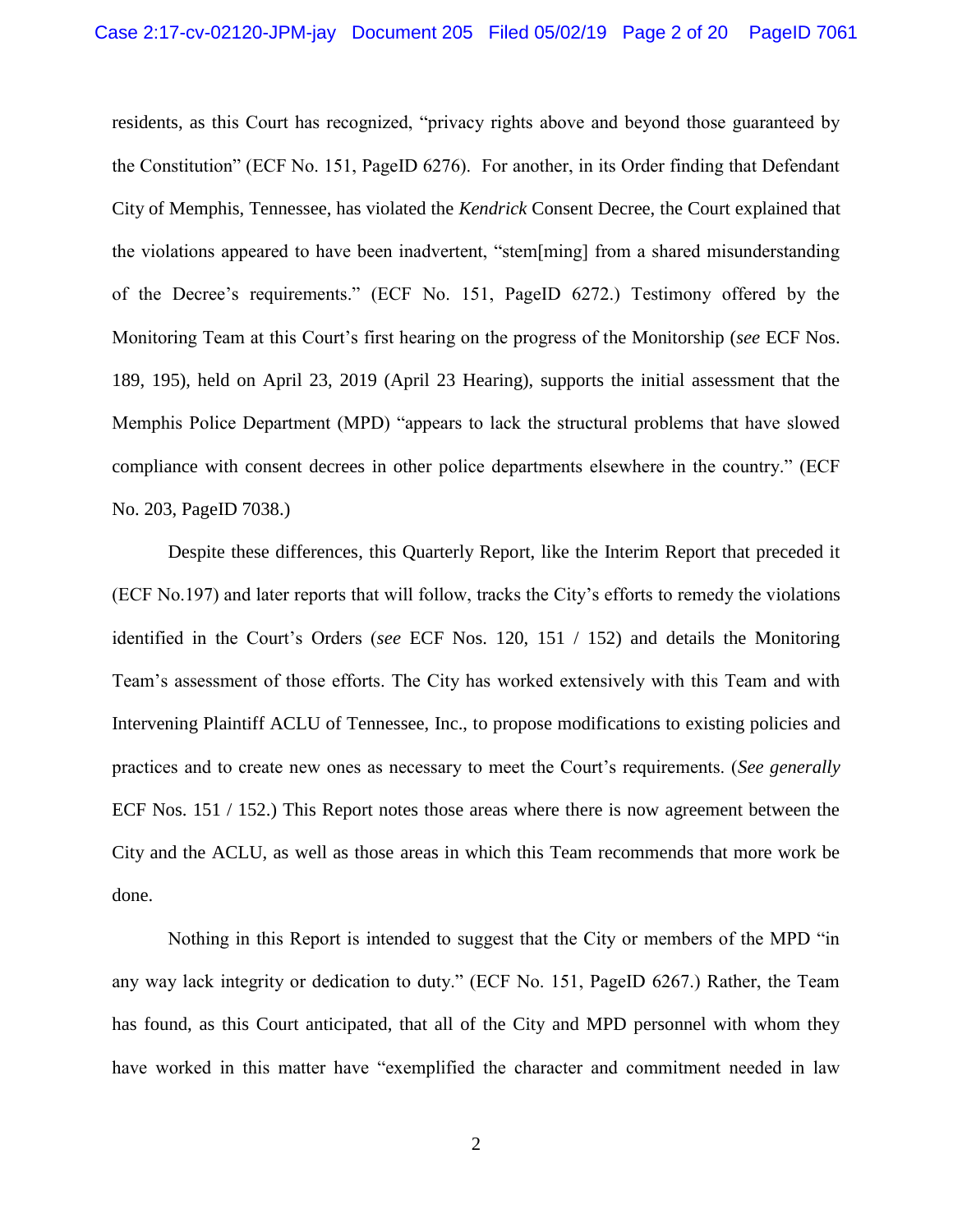residents, as this Court has recognized, "privacy rights above and beyond those guaranteed by the Constitution" (ECF No. 151, PageID 6276). For another, in its Order finding that Defendant City of Memphis, Tennessee, has violated the *Kendrick* Consent Decree, the Court explained that the violations appeared to have been inadvertent, "stem[ming] from a shared misunderstanding of the Decree's requirements." (ECF No. 151, PageID 6272.) Testimony offered by the Monitoring Team at this Court's first hearing on the progress of the Monitorship (*see* ECF Nos. 189, 195), held on April 23, 2019 (April 23 Hearing), supports the initial assessment that the Memphis Police Department (MPD) "appears to lack the structural problems that have slowed compliance with consent decrees in other police departments elsewhere in the country." (ECF No. 203, PageID 7038.)

Despite these differences, this Quarterly Report, like the Interim Report that preceded it (ECF No.197) and later reports that will follow, tracks the City's efforts to remedy the violations identified in the Court's Orders (*see* ECF Nos. 120, 151 / 152) and details the Monitoring Team's assessment of those efforts. The City has worked extensively with this Team and with Intervening Plaintiff ACLU of Tennessee, Inc., to propose modifications to existing policies and practices and to create new ones as necessary to meet the Court's requirements. (*See generally* ECF Nos. 151 / 152.) This Report notes those areas where there is now agreement between the City and the ACLU, as well as those areas in which this Team recommends that more work be done.

Nothing in this Report is intended to suggest that the City or members of the MPD "in any way lack integrity or dedication to duty." (ECF No. 151, PageID 6267.) Rather, the Team has found, as this Court anticipated, that all of the City and MPD personnel with whom they have worked in this matter have "exemplified the character and commitment needed in law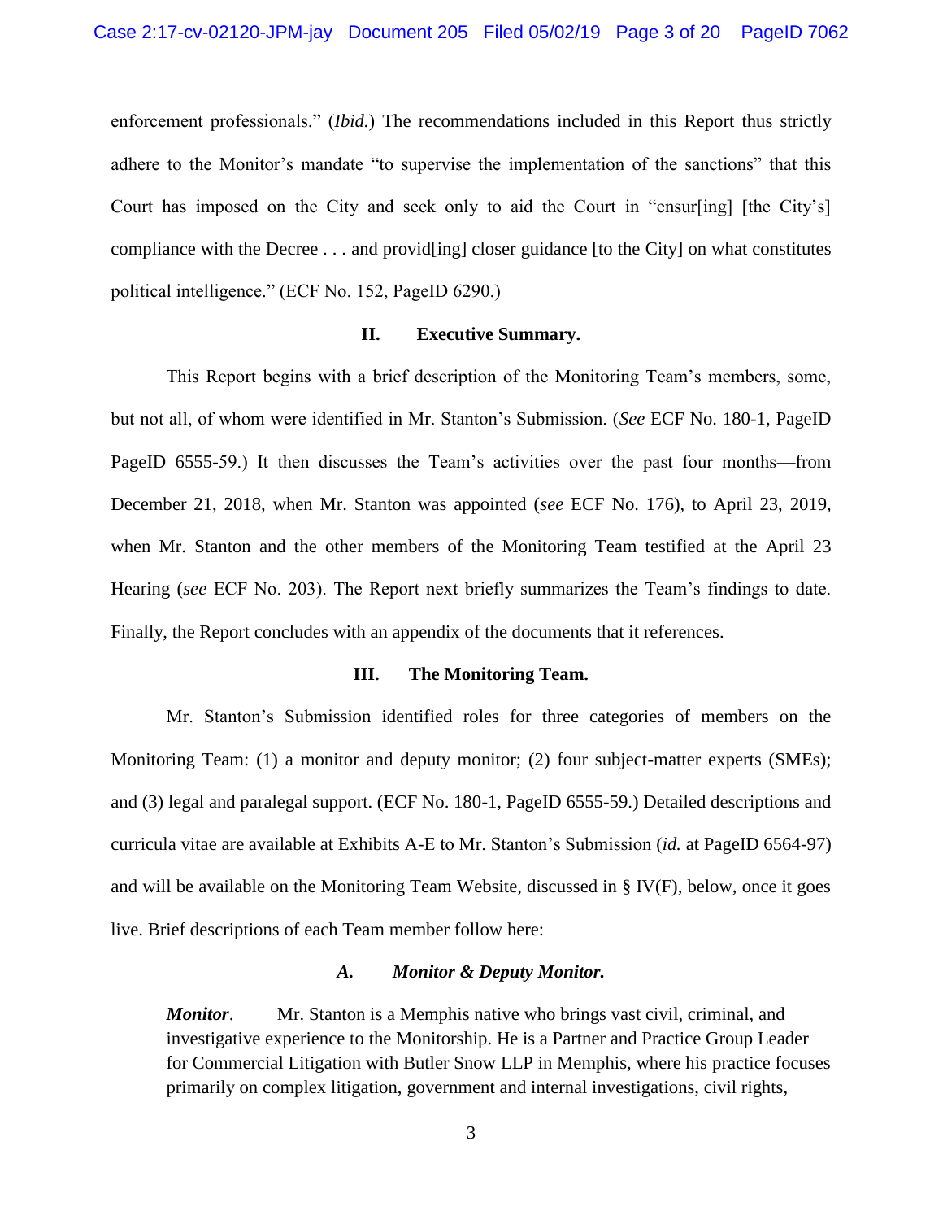enforcement professionals." (*Ibid.*) The recommendations included in this Report thus strictly adhere to the Monitor's mandate "to supervise the implementation of the sanctions" that this Court has imposed on the City and seek only to aid the Court in "ensur[ing] [the City's] compliance with the Decree . . . and provid[ing] closer guidance [to the City] on what constitutes political intelligence." (ECF No. 152, PageID 6290.)

## II. Executive Summary.

This Report begins with a brief description of the Monitoring Team's members, some, but not all, of whom were identified in Mr. Stanton's Submission. (*See* ECF No. 180-1, PageID PageID 6555-59.) It then discusses the Team's activities over the past four months—from December 21, 2018, when Mr. Stanton was appointed (*see* ECF No. 176), to April 23, 2019, when Mr. Stanton and the other members of the Monitoring Team testified at the April 23 Hearing (*see* ECF No. 203). The Report next briefly summarizes the Team's findings to date. Finally, the Report concludes with an appendix of the documents that it references.

## III. The Monitoring Team.

Mr. Stanton's Submission identified roles for three categories of members on the Monitoring Team: (1) a monitor and deputy monitor; (2) four subject-matter experts (SMEs); and (3) legal and paralegal support. (ECF No. 180-1, PageID 6555-59.) Detailed descriptions and curricula vitae are available at Exhibits A-E to Mr. Stanton's Submission (*id.* at PageID 6564-97) and will be available on the Monitoring Team Website, discussed in § IV(F), below, once it goes live. Brief descriptions of each Team member follow here:

### *A. Monitor & Deputy Monitor.*

***Monitor***. Mr. Stanton is a Memphis native who brings vast civil, criminal, and investigative experience to the Monitorship. He is a Partner and Practice Group Leader for Commercial Litigation with Butler Snow LLP in Memphis, where his practice focuses primarily on complex litigation, government and internal investigations, civil rights,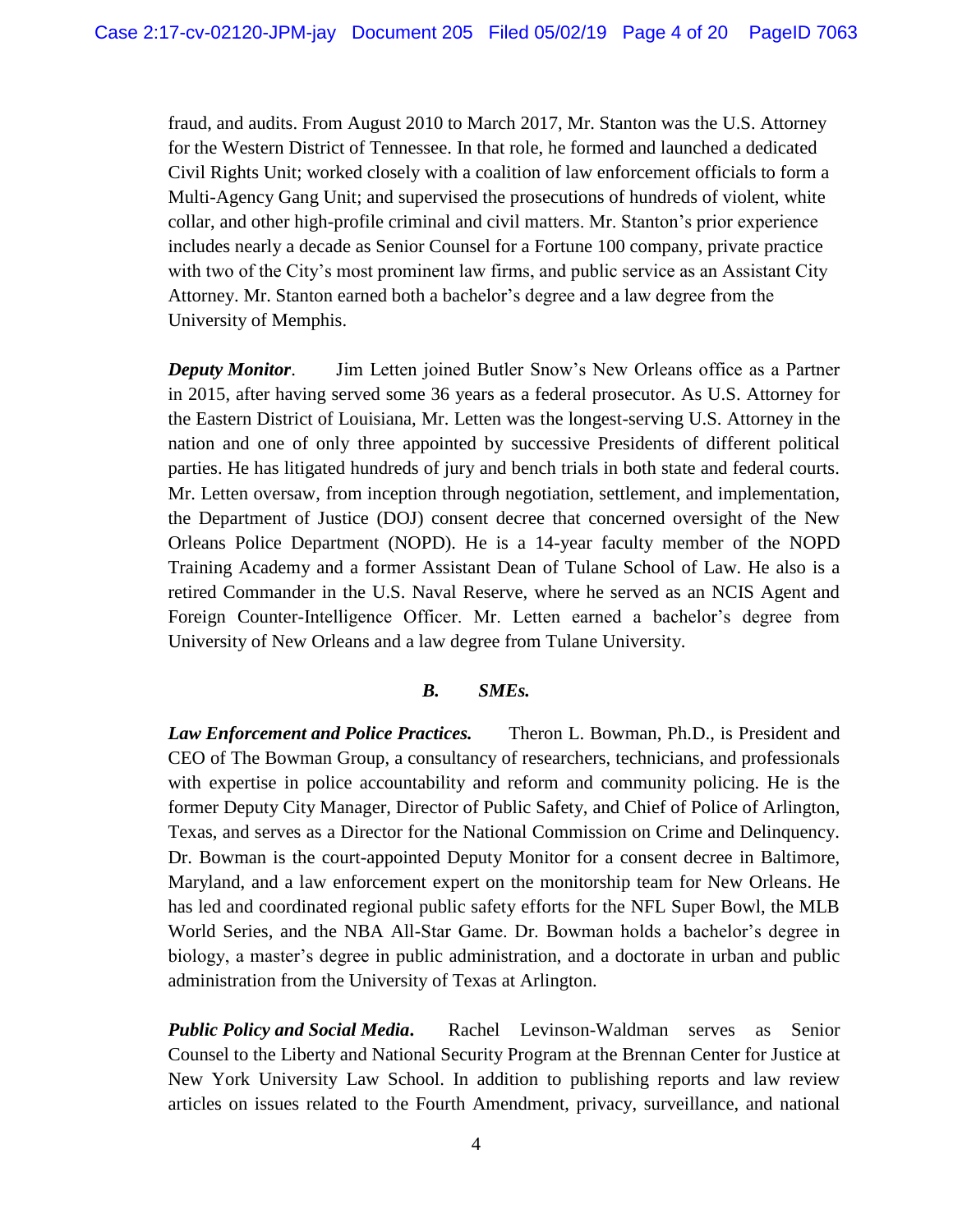fraud, and audits. From August 2010 to March 2017, Mr. Stanton was the U.S. Attorney for the Western District of Tennessee. In that role, he formed and launched a dedicated Civil Rights Unit; worked closely with a coalition of law enforcement officials to form a Multi-Agency Gang Unit; and supervised the prosecutions of hundreds of violent, white collar, and other high-profile criminal and civil matters. Mr. Stanton's prior experience includes nearly a decade as Senior Counsel for a Fortune 100 company, private practice with two of the City's most prominent law firms, and public service as an Assistant City Attorney. Mr. Stanton earned both a bachelor's degree and a law degree from the University of Memphis.

***Deputy Monitor***. Jim Letten joined Butler Snow's New Orleans office as a Partner in 2015, after having served some 36 years as a federal prosecutor. As U.S. Attorney for the Eastern District of Louisiana, Mr. Letten was the longest-serving U.S. Attorney in the nation and one of only three appointed by successive Presidents of different political parties. He has litigated hundreds of jury and bench trials in both state and federal courts. Mr. Letten oversaw, from inception through negotiation, settlement, and implementation, the Department of Justice (DOJ) consent decree that concerned oversight of the New Orleans Police Department (NOPD). He is a 14-year faculty member of the NOPD Training Academy and a former Assistant Dean of Tulane School of Law. He also is a retired Commander in the U.S. Naval Reserve, where he served as an NCIS Agent and Foreign Counter-Intelligence Officer. Mr. Letten earned a bachelor's degree from University of New Orleans and a law degree from Tulane University.

### *B. SMEs.*

***Law Enforcement and Police Practices.*** Theron L. Bowman, Ph.D., is President and CEO of The Bowman Group, a consultancy of researchers, technicians, and professionals with expertise in police accountability and reform and community policing. He is the former Deputy City Manager, Director of Public Safety, and Chief of Police of Arlington, Texas, and serves as a Director for the National Commission on Crime and Delinquency. Dr. Bowman is the court-appointed Deputy Monitor for a consent decree in Baltimore, Maryland, and a law enforcement expert on the monitorship team for New Orleans. He has led and coordinated regional public safety efforts for the NFL Super Bowl, the MLB World Series, and the NBA All-Star Game. Dr. Bowman holds a bachelor's degree in biology, a master's degree in public administration, and a doctorate in urban and public administration from the University of Texas at Arlington.

***Public Policy and Social Media***. Rachel Levinson-Waldman serves as Senior Counsel to the Liberty and National Security Program at the Brennan Center for Justice at New York University Law School. In addition to publishing reports and law review articles on issues related to the Fourth Amendment, privacy, surveillance, and national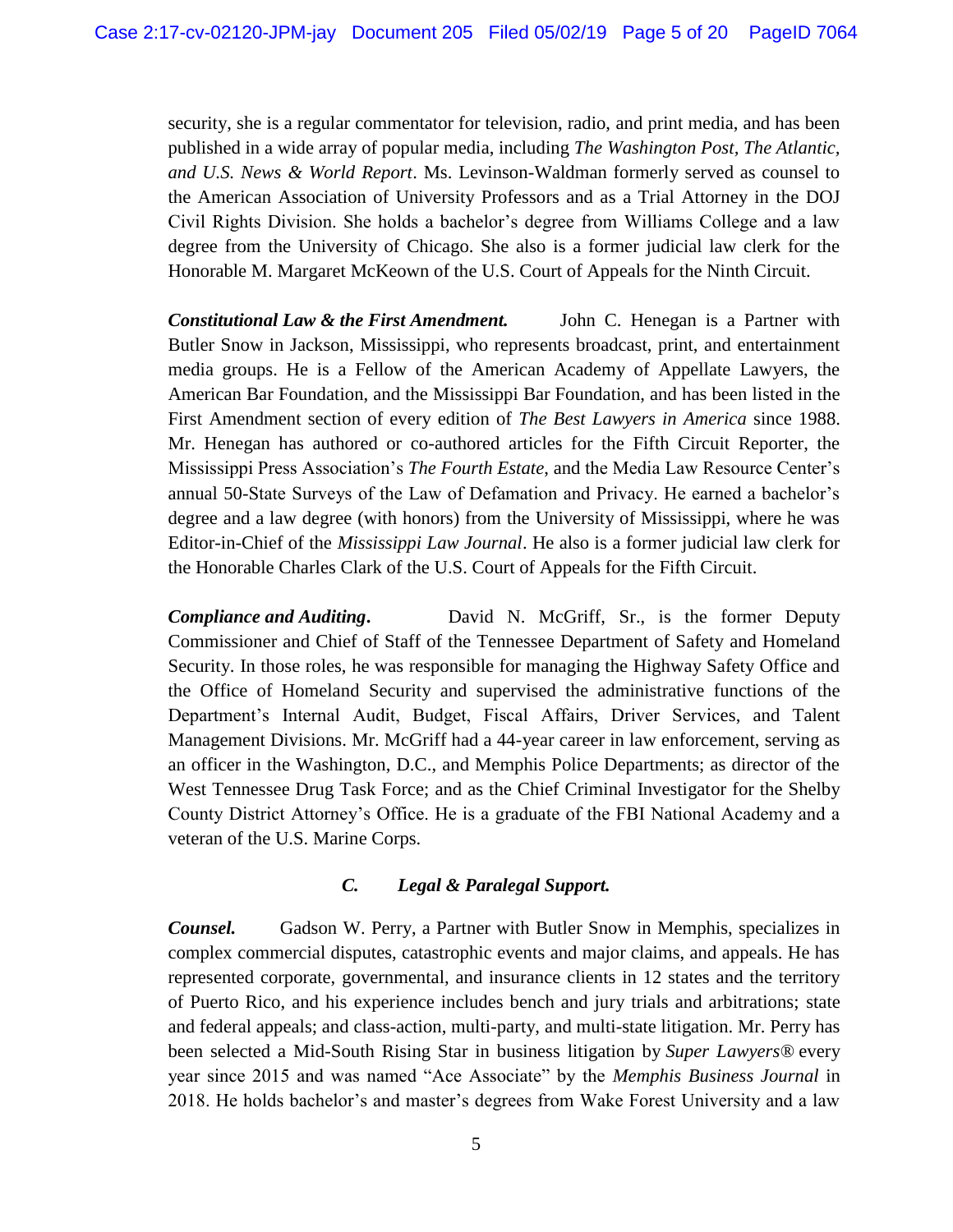security, she is a regular commentator for television, radio, and print media, and has been published in a wide array of popular media, including *The Washington Post, The Atlantic, and U.S. News & World Report*. Ms. Levinson-Waldman formerly served as counsel to the American Association of University Professors and as a Trial Attorney in the DOJ Civil Rights Division. She holds a bachelor's degree from Williams College and a law degree from the University of Chicago. She also is a former judicial law clerk for the Honorable M. Margaret McKeown of the U.S. Court of Appeals for the Ninth Circuit.

***Constitutional Law & the First Amendment.*** John C. Henegan is a Partner with Butler Snow in Jackson, Mississippi, who represents broadcast, print, and entertainment media groups. He is a Fellow of the American Academy of Appellate Lawyers, the American Bar Foundation, and the Mississippi Bar Foundation, and has been listed in the First Amendment section of every edition of *The Best Lawyers in America* since 1988. Mr. Henegan has authored or co-authored articles for the Fifth Circuit Reporter, the Mississippi Press Association's *The Fourth Estate*, and the Media Law Resource Center's annual 50-State Surveys of the Law of Defamation and Privacy. He earned a bachelor's degree and a law degree (with honors) from the University of Mississippi, where he was Editor-in-Chief of the *Mississippi Law Journal*. He also is a former judicial law clerk for the Honorable Charles Clark of the U.S. Court of Appeals for the Fifth Circuit.

***Compliance and Auditing*.** David N. McGriff, Sr., is the former Deputy Commissioner and Chief of Staff of the Tennessee Department of Safety and Homeland Security. In those roles, he was responsible for managing the Highway Safety Office and the Office of Homeland Security and supervised the administrative functions of the Department's Internal Audit, Budget, Fiscal Affairs, Driver Services, and Talent Management Divisions. Mr. McGriff had a 44-year career in law enforcement, serving as an officer in the Washington, D.C., and Memphis Police Departments; as director of the West Tennessee Drug Task Force; and as the Chief Criminal Investigator for the Shelby County District Attorney's Office. He is a graduate of the FBI National Academy and a veteran of the U.S. Marine Corps.

### *C. Legal & Paralegal Support.*

***Counsel.*** Gadson W. Perry, a Partner with Butler Snow in Memphis, specializes in complex commercial disputes, catastrophic events and major claims, and appeals. He has represented corporate, governmental, and insurance clients in 12 states and the territory of Puerto Rico, and his experience includes bench and jury trials and arbitrations; state and federal appeals; and class-action, multi-party, and multi-state litigation. Mr. Perry has been selected a Mid-South Rising Star in business litigation by *Super Lawyers®* every year since 2015 and was named "Ace Associate" by the *Memphis Business Journal* in 2018. He holds bachelor's and master's degrees from Wake Forest University and a law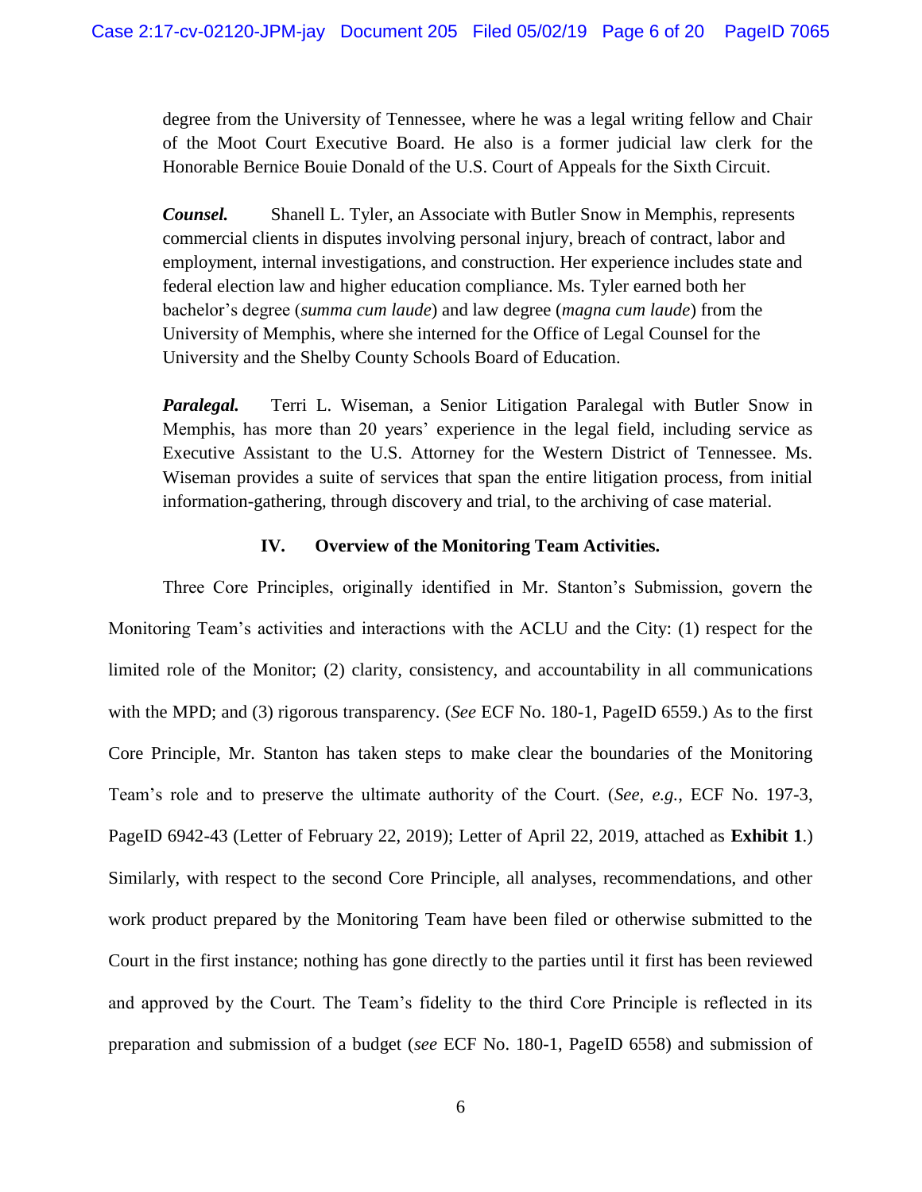degree from the University of Tennessee, where he was a legal writing fellow and Chair of the Moot Court Executive Board. He also is a former judicial law clerk for the Honorable Bernice Bouie Donald of the U.S. Court of Appeals for the Sixth Circuit.

***Counsel.*** Shanell L. Tyler, an Associate with Butler Snow in Memphis, represents commercial clients in disputes involving personal injury, breach of contract, labor and employment, internal investigations, and construction. Her experience includes state and federal election law and higher education compliance. Ms. Tyler earned both her bachelor's degree (*summa cum laude*) and law degree (*magna cum laude*) from the University of Memphis, where she interned for the Office of Legal Counsel for the University and the Shelby County Schools Board of Education.

***Paralegal.*** Terri L. Wiseman, a Senior Litigation Paralegal with Butler Snow in Memphis, has more than 20 years' experience in the legal field, including service as Executive Assistant to the U.S. Attorney for the Western District of Tennessee. Ms. Wiseman provides a suite of services that span the entire litigation process, from initial information-gathering, through discovery and trial, to the archiving of case material.

## IV. Overview of the Monitoring Team Activities.

Three Core Principles, originally identified in Mr. Stanton's Submission, govern the Monitoring Team's activities and interactions with the ACLU and the City: (1) respect for the limited role of the Monitor; (2) clarity, consistency, and accountability in all communications with the MPD; and (3) rigorous transparency. (*See* ECF No. 180-1, PageID 6559.) As to the first Core Principle, Mr. Stanton has taken steps to make clear the boundaries of the Monitoring Team's role and to preserve the ultimate authority of the Court. (*See, e.g.,* ECF No. 197-3, PageID 6942-43 (Letter of February 22, 2019); Letter of April 22, 2019, attached as **Exhibit 1**.) Similarly, with respect to the second Core Principle, all analyses, recommendations, and other work product prepared by the Monitoring Team have been filed or otherwise submitted to the Court in the first instance; nothing has gone directly to the parties until it first has been reviewed and approved by the Court. The Team's fidelity to the third Core Principle is reflected in its preparation and submission of a budget (*see* ECF No. 180-1, PageID 6558) and submission of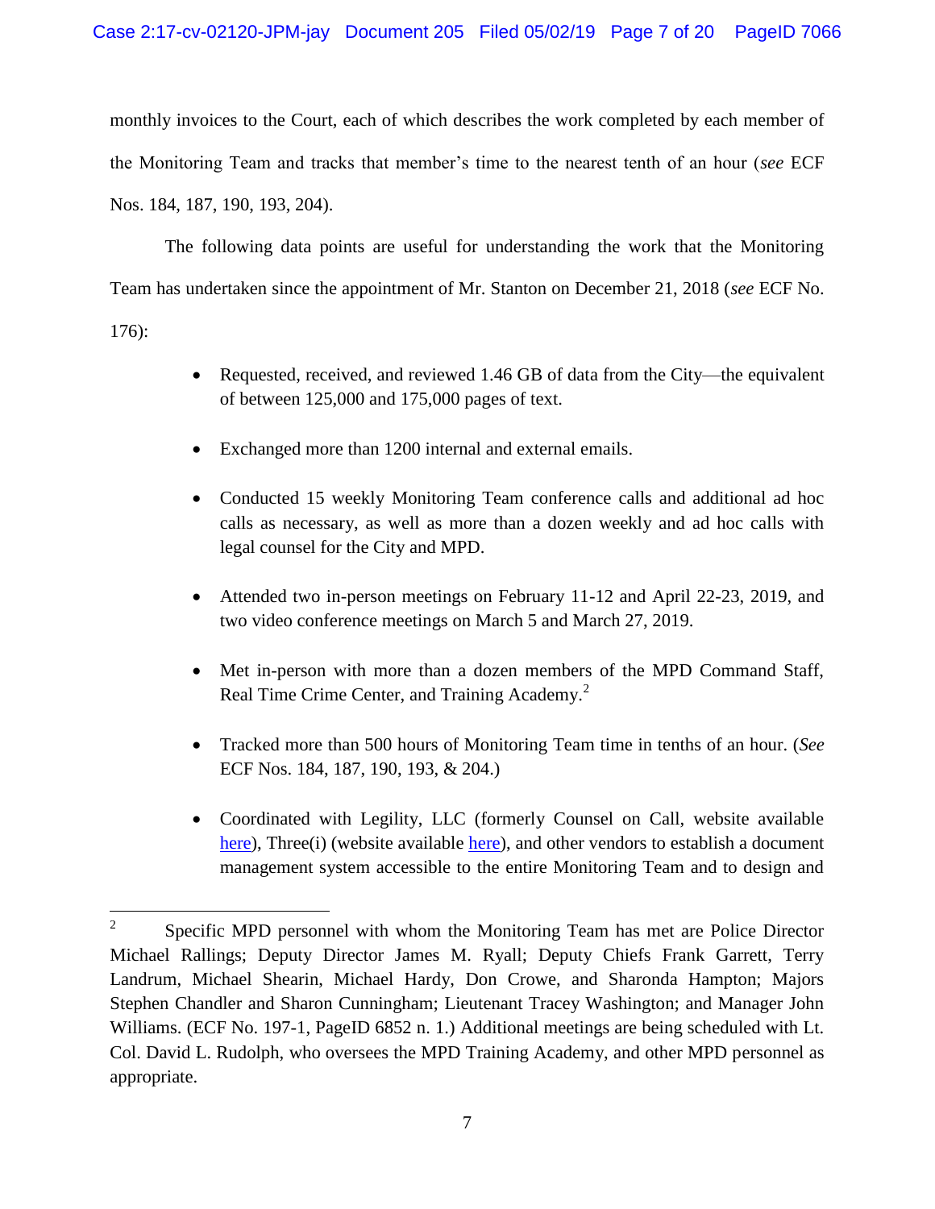monthly invoices to the Court, each of which describes the work completed by each member of the Monitoring Team and tracks that member's time to the nearest tenth of an hour (*see* ECF Nos. 184, 187, 190, 193, 204).

The following data points are useful for understanding the work that the Monitoring Team has undertaken since the appointment of Mr. Stanton on December 21, 2018 (*see* ECF No. 176):

- Requested, received, and reviewed 1.46 GB of data from the City—the equivalent of between 125,000 and 175,000 pages of text.
- Exchanged more than 1200 internal and external emails.
- Conducted 15 weekly Monitoring Team conference calls and additional ad hoc calls as necessary, as well as more than a dozen weekly and ad hoc calls with legal counsel for the City and MPD.
- Attended two in-person meetings on February 11-12 and April 22-23, 2019, and two video conference meetings on March 5 and March 27, 2019.
- Met in-person with more than a dozen members of the MPD Command Staff, Real Time Crime Center, and Training Academy.[2]
- Tracked more than 500 hours of Monitoring Team time in tenths of an hour. (*See* ECF Nos. 184, 187, 190, 193, & 204.)
- Coordinated with Legility, LLC (formerly Counsel on Call, website available here), Three(i) (website available here), and other vendors to establish a document management system accessible to the entire Monitoring Team and to design and

[2] Specific MPD personnel with whom the Monitoring Team has met are Police Director Michael Rallings; Deputy Director James M. Ryall; Deputy Chiefs Frank Garrett, Terry Landrum, Michael Shearin, Michael Hardy, Don Crowe, and Sharonda Hampton; Majors Stephen Chandler and Sharon Cunningham; Lieutenant Tracey Washington; and Manager John Williams. (ECF No. 197-1, PageID 6852 n. 1.) Additional meetings are being scheduled with Lt. Col. David L. Rudolph, who oversees the MPD Training Academy, and other MPD personnel as appropriate.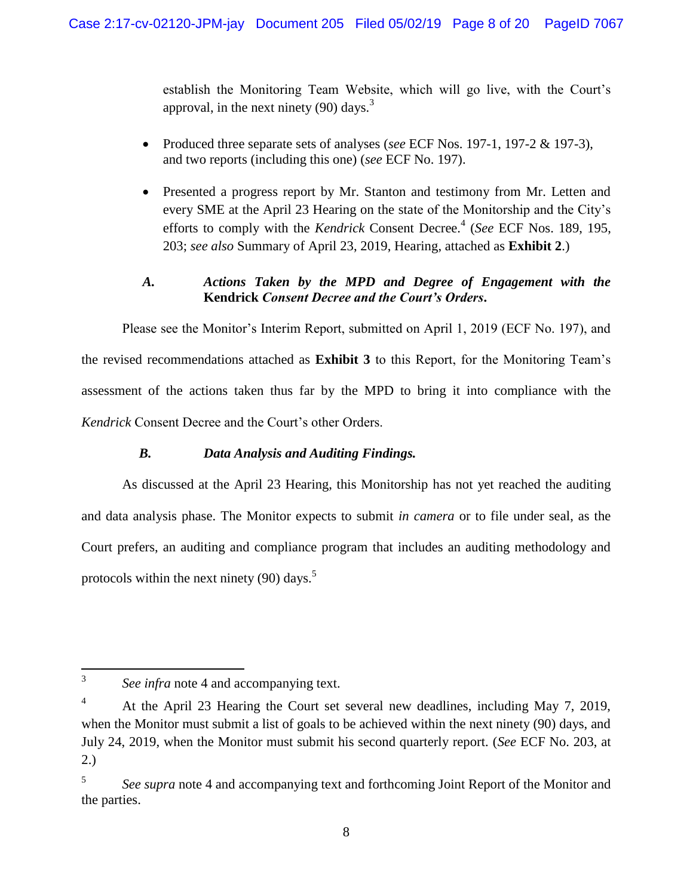establish the Monitoring Team Website, which will go live, with the Court's approval, in the next ninety (90) days.[3]

- Produced three separate sets of analyses (*see* ECF Nos. 197-1, 197-2 & 197-3), and two reports (including this one) (*see* ECF No. 197).
- Presented a progress report by Mr. Stanton and testimony from Mr. Letten and every SME at the April 23 Hearing on the state of the Monitorship and the City's efforts to comply with the *Kendrick* Consent Decree.[4] (*See* ECF Nos. 189, 195, 203; *see also* Summary of April 23, 2019, Hearing, attached as **Exhibit 2**.)

### *A. Actions Taken by the MPD and Degree of Engagement with the* **Kendrick** *Consent Decree and the Court's Orders.*

Please see the Monitor's Interim Report, submitted on April 1, 2019 (ECF No. 197), and the revised recommendations attached as **Exhibit 3** to this Report, for the Monitoring Team's assessment of the actions taken thus far by the MPD to bring it into compliance with the *Kendrick* Consent Decree and the Court's other Orders.

### *B. Data Analysis and Auditing Findings.*

As discussed at the April 23 Hearing, this Monitorship has not yet reached the auditing and data analysis phase. The Monitor expects to submit *in camera* or to file under seal, as the Court prefers, an auditing and compliance program that includes an auditing methodology and protocols within the next ninety (90) days.[5]

---

[3] *See infra* note 4 and accompanying text.

[4] At the April 23 Hearing the Court set several new deadlines, including May 7, 2019, when the Monitor must submit a list of goals to be achieved within the next ninety (90) days, and July 24, 2019, when the Monitor must submit his second quarterly report. (*See* ECF No. 203, at 2.)

[5] *See supra* note 4 and accompanying text and forthcoming Joint Report of the Monitor and the parties.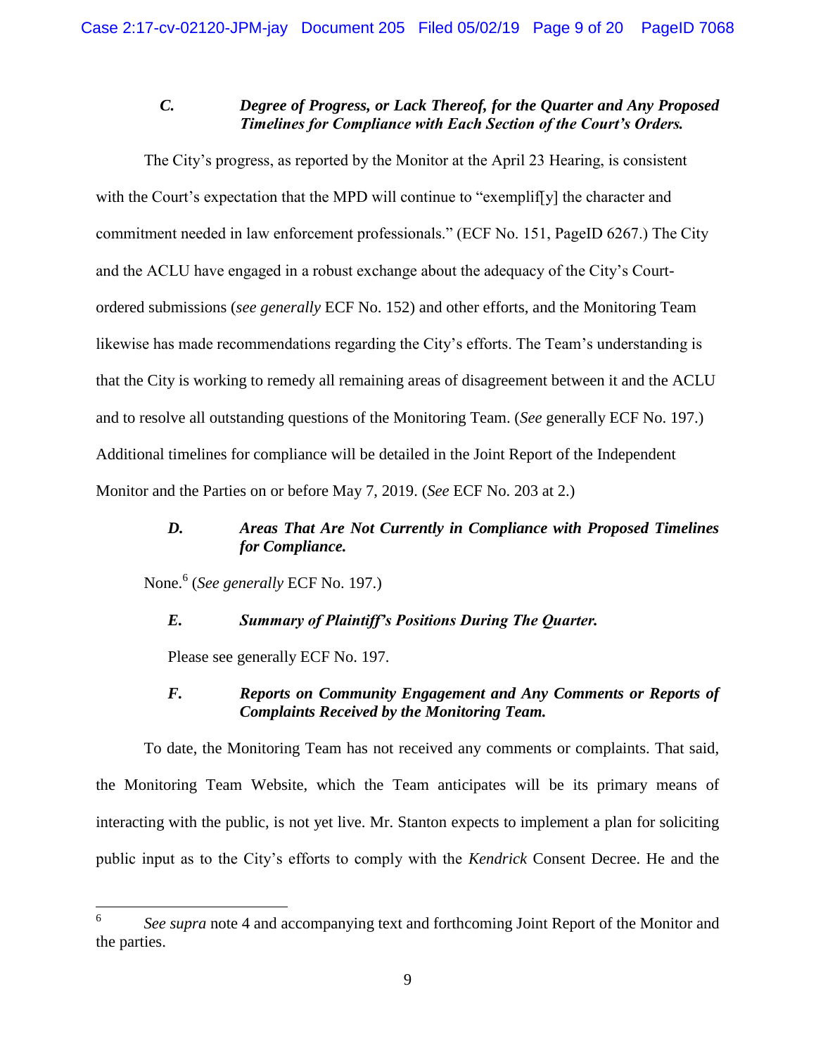### *C. Degree of Progress, or Lack Thereof, for the Quarter and Any Proposed Timelines for Compliance with Each Section of the Court's Orders.*

The City's progress, as reported by the Monitor at the April 23 Hearing, is consistent with the Court's expectation that the MPD will continue to "exemplif[y] the character and commitment needed in law enforcement professionals." (ECF No. 151, PageID 6267.) The City and the ACLU have engaged in a robust exchange about the adequacy of the City's Court-ordered submissions (*see generally* ECF No. 152) and other efforts, and the Monitoring Team likewise has made recommendations regarding the City's efforts. The Team's understanding is that the City is working to remedy all remaining areas of disagreement between it and the ACLU and to resolve all outstanding questions of the Monitoring Team. (*See* generally ECF No. 197.) Additional timelines for compliance will be detailed in the Joint Report of the Independent Monitor and the Parties on or before May 7, 2019. (*See* ECF No. 203 at 2.)

### *D. Areas That Are Not Currently in Compliance with Proposed Timelines for Compliance.*

None.[6] (*See generally* ECF No. 197.)

### *E. Summary of Plaintiff's Positions During The Quarter.*

Please see generally ECF No. 197.

### *F. Reports on Community Engagement and Any Comments or Reports of Complaints Received by the Monitoring Team.*

To date, the Monitoring Team has not received any comments or complaints. That said, the Monitoring Team Website, which the Team anticipates will be its primary means of interacting with the public, is not yet live. Mr. Stanton expects to implement a plan for soliciting public input as to the City's efforts to comply with the *Kendrick* Consent Decree. He and the

---

[6] *See supra* note 4 and accompanying text and forthcoming Joint Report of the Monitor and the parties.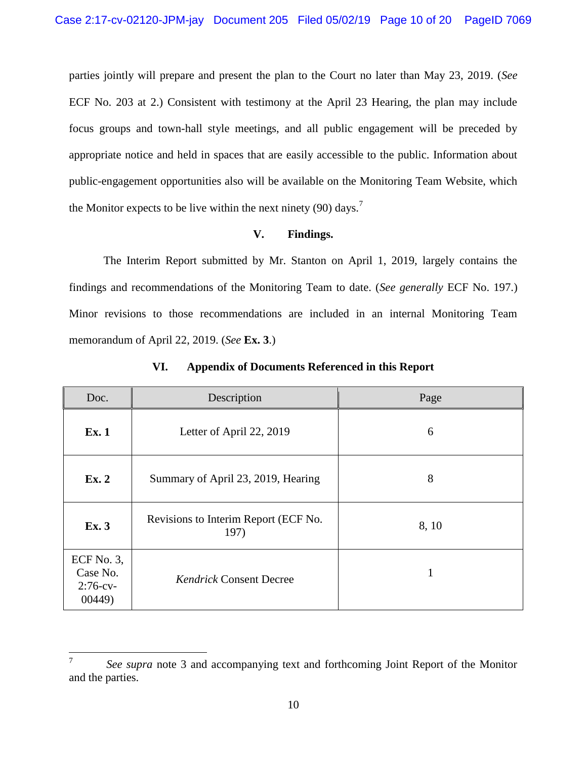parties jointly will prepare and present the plan to the Court no later than May 23, 2019. (*See* ECF No. 203 at 2.) Consistent with testimony at the April 23 Hearing, the plan may include focus groups and town-hall style meetings, and all public engagement will be preceded by appropriate notice and held in spaces that are easily accessible to the public. Information about public-engagement opportunities also will be available on the Monitoring Team Website, which the Monitor expects to be live within the next ninety (90) days.[7]

## V. Findings.

The Interim Report submitted by Mr. Stanton on April 1, 2019, largely contains the findings and recommendations of the Monitoring Team to date. (*See generally* ECF No. 197.) Minor revisions to those recommendations are included in an internal Monitoring Team memorandum of April 22, 2019. (*See* **Ex. 3**.)

## VI. Appendix of Documents Referenced in this Report

| Doc. | Description | Page |
|---|---|---|
| **Ex. 1** | Letter of April 22, 2019 | 6 |
| **Ex. 2** | Summary of April 23, 2019, Hearing | 8 |
| **Ex. 3** | Revisions to Interim Report (ECF No. 197) | 8, 10 |
| ECF No. 3, Case No. 2:76-cv-00449) | *Kendrick* Consent Decree | 1 |

---

[7] *See supra* note 3 and accompanying text and forthcoming Joint Report of the Monitor and the parties.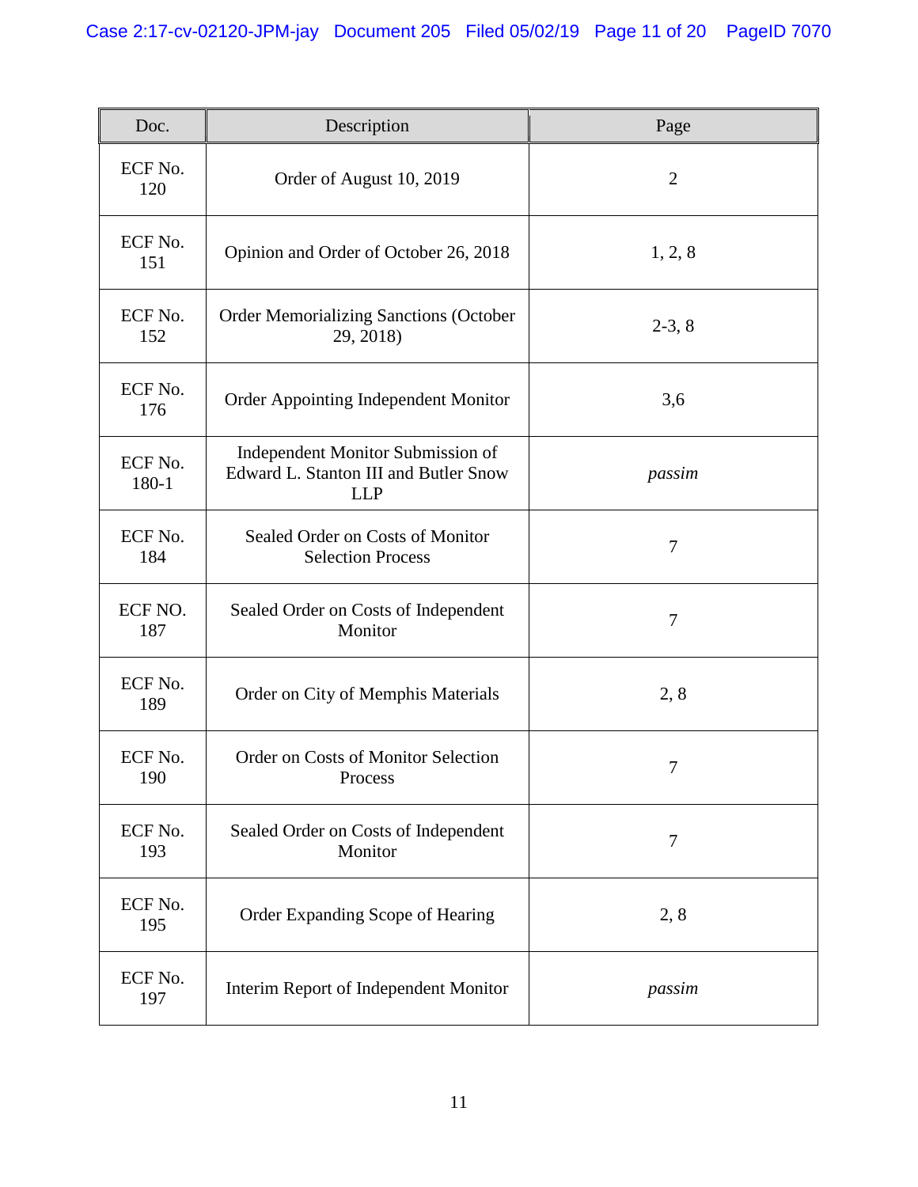| Doc. | Description | Page |
|---|---|---|
| ECF No. 120 | Order of August 10, 2019 | 2 |
| ECF No. 151 | Opinion and Order of October 26, 2018 | 1, 2, 8 |
| ECF No. 152 | Order Memorializing Sanctions (October 29, 2018) | 2-3, 8 |
| ECF No. 176 | Order Appointing Independent Monitor | 3,6 |
| ECF No. 180-1 | Independent Monitor Submission of Edward L. Stanton III and Butler Snow LLP | *passim* |
| ECF No. 184 | Sealed Order on Costs of Monitor Selection Process | 7 |
| ECF NO. 187 | Sealed Order on Costs of Independent Monitor | 7 |
| ECF No. 189 | Order on City of Memphis Materials | 2, 8 |
| ECF No. 190 | Order on Costs of Monitor Selection Process | 7 |
| ECF No. 193 | Sealed Order on Costs of Independent Monitor | 7 |
| ECF No. 195 | Order Expanding Scope of Hearing | 2, 8 |
| ECF No. 197 | Interim Report of Independent Monitor | *passim* |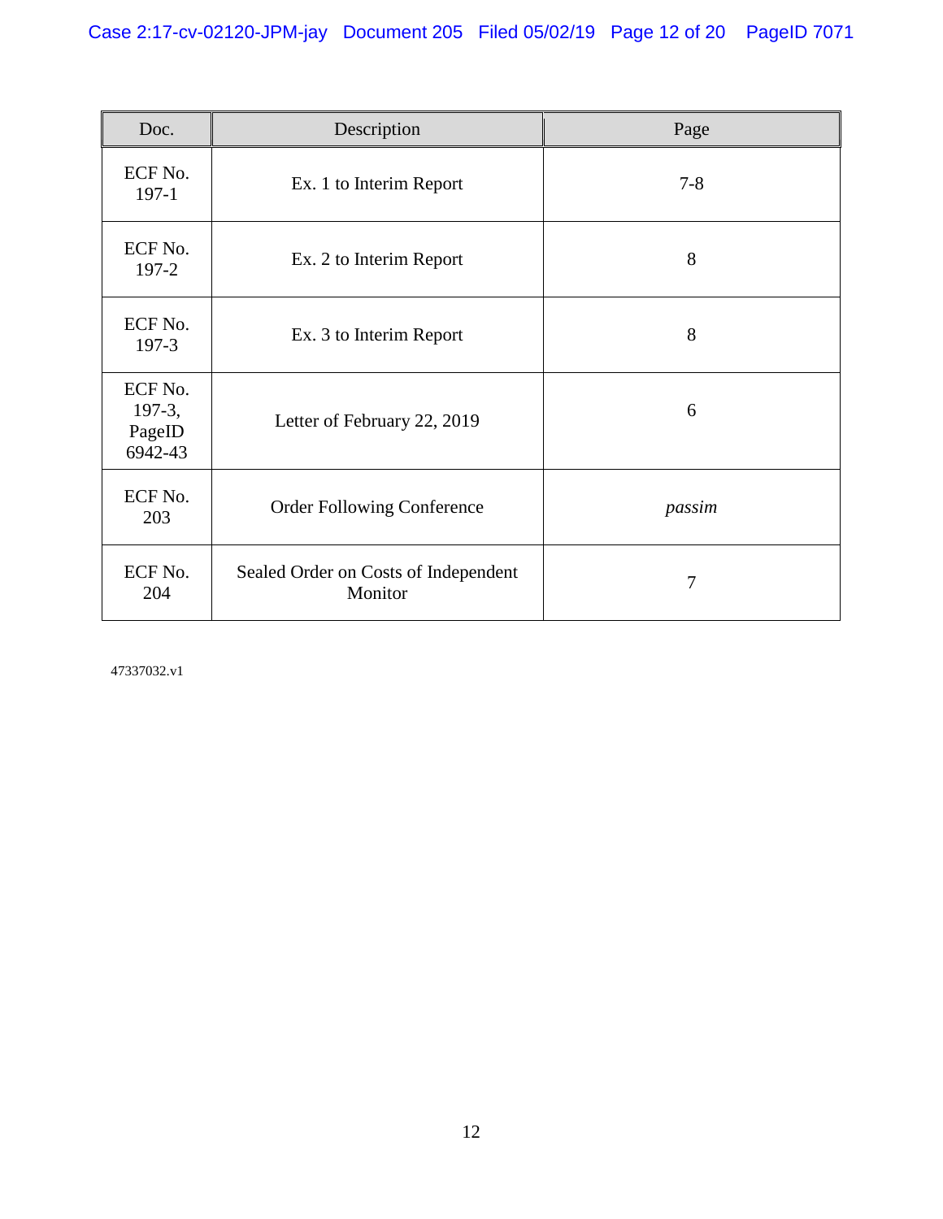| Doc. | Description | Page |
|---|---|---|
| ECF No. 197-1 | Ex. 1 to Interim Report | 7-8 |
| ECF No. 197-2 | Ex. 2 to Interim Report | 8 |
| ECF No. 197-3 | Ex. 3 to Interim Report | 8 |
| ECF No. 197-3, PageID 6942-43 | Letter of February 22, 2019 | 6 |
| ECF No. 203 | Order Following Conference | *passim* |
| ECF No. 204 | Sealed Order on Costs of Independent Monitor | 7 |

47337032.v1